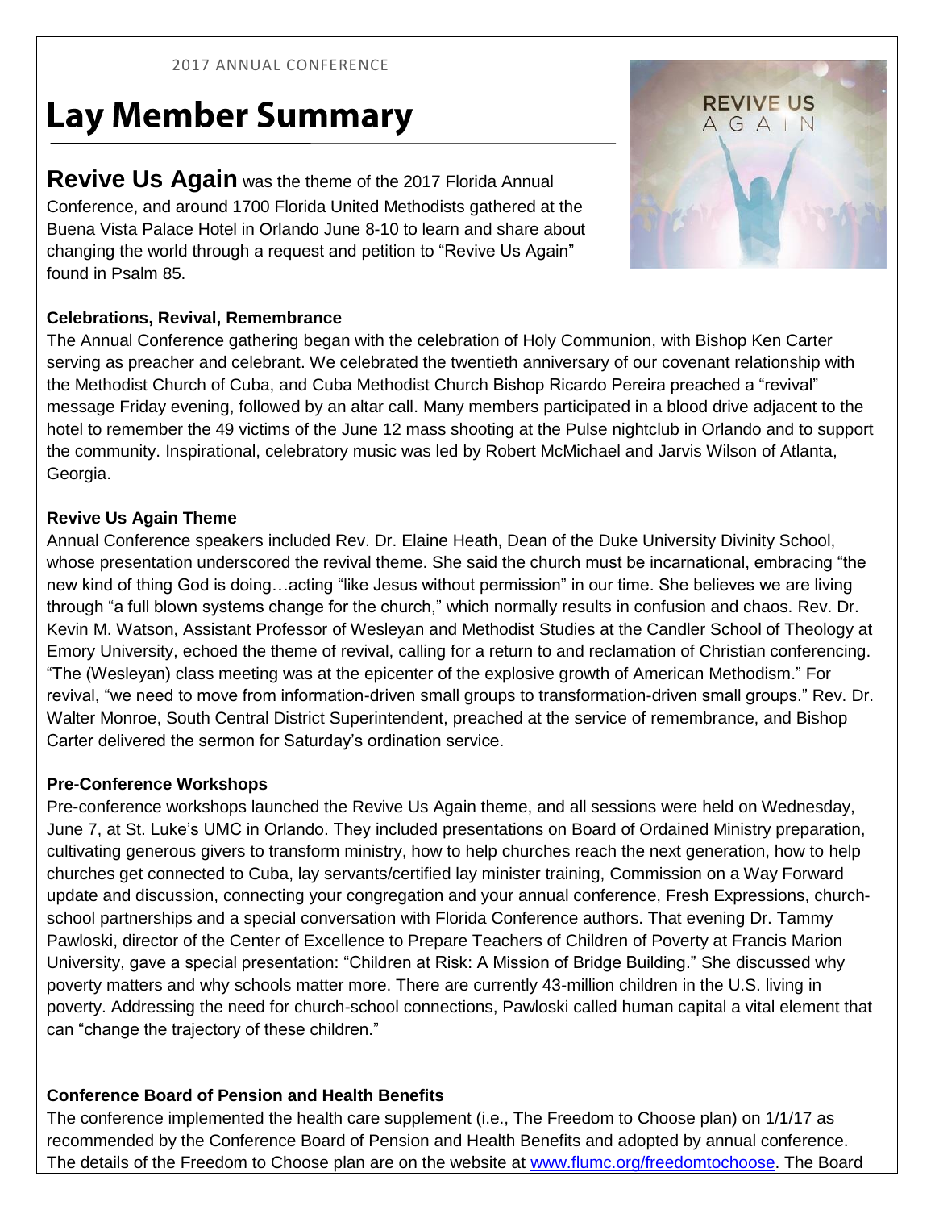2017 ANNUAL CONFERENCE

# Lay Member Summary

**Revive Us Again** was the theme of the 2017 Florida Annual Conference, and around 1700 Florida United Methodists gathered at the Buena Vista Palace Hotel in Orlando June 8-10 to learn and share about changing the world through a request and petition to "Revive Us Again" found in Psalm 85.

### Celebrations, Revival, Remembrance

The Annual Conference gathering began with the celebration of Holy Communion, with Bishop Ken Carter serving as preacher and celebrant. We celebrated the twentieth anniversary of our covenant relationship with the Methodist Church of Cuba, and Cuba Methodist Church Bishop Ricardo Pereira preached a "revival" message Friday evening, followed by an altar call. Many members participated in a blood drive adjacent to the hotel to remember the 49 victims of the June 12 mass shooting at the Pulse nightclub in Orlando and to support the community. Inspirational, celebratory music was led by Robert McMichael and Jarvis Wilson of Atlanta, Georgia.

### Revive Us Again Theme

Annual Conference speakers included Rev. Dr. Elaine Heath, Dean of the Duke University Divinity School, whose presentation underscored the revival theme. She said the church must be incarnational, embracing "the new kind of thing God is doing…acting "like Jesus without permission" in our time. She believes we are living through "a full blown systems change for the church," which normally results in confusion and chaos. Rev. Dr. Kevin M. Watson, Assistant Professor of Wesleyan and Methodist Studies at the Candler School of Theology at Emory University, echoed the theme of revival, calling for a return to and reclamation of Christian conferencing. "The (Wesleyan) class meeting was at the epicenter of the explosive growth of American Methodism." For revival, "we need to move from information-driven small groups to transformation-driven small groups." Rev. Dr. Walter Monroe, South Central District Superintendent, preached at the service of remembrance, and Bishop Carter delivered the sermon for Saturday's ordination service.

### Pre-Conference Workshops

Pre-conference workshops launched the Revive Us Again theme, and all sessions were held on Wednesday, June 7, at St. Luke's UMC in Orlando. They included presentations on Board of Ordained Ministry preparation, cultivating generous givers to transform ministry, how to help churches reach the next generation, how to help churches get connected to Cuba, lay servants/certified lay minister training, Commission on a Way Forward update and discussion, connecting your congregation and your annual conference, Fresh Expressions, church-school partnerships and a special conversation with Florida Conference authors. That evening Dr. Tammy Pawloski, director of the Center of Excellence to Prepare Teachers of Children of Poverty at Francis Marion University, gave a special presentation: "Children at Risk: A Mission of Bridge Building." She discussed why poverty matters and why schools matter more. There are currently 43-million children in the U.S. living in poverty. Addressing the need for church-school connections, Pawloski called human capital a vital element that can "change the trajectory of these children."

### Conference Board of Pension and Health Benefits

The conference implemented the health care supplement (i.e., The Freedom to Choose plan) on 1/1/17 as recommended by the Conference Board of Pension and Health Benefits and adopted by annual conference. The details of the Freedom to Choose plan are on the website at [www.flumc.org/freedomtochoose](http://www.flumc.org/freedomtochoose). The Board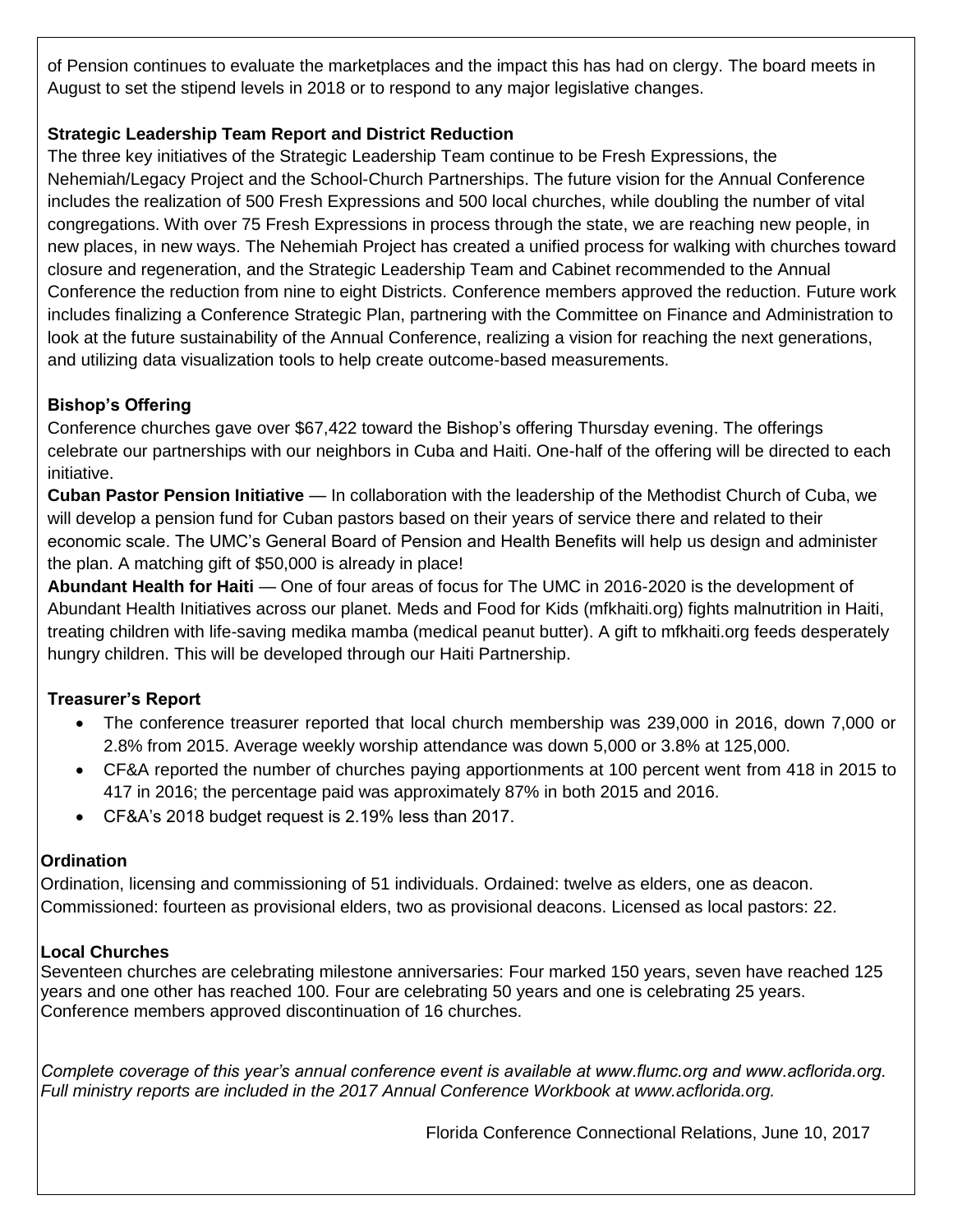of Pension continues to evaluate the marketplaces and the impact this has had on clergy. The board meets in August to set the stipend levels in 2018 or to respond to any major legislative changes.

## Strategic Leadership Team Report and District Reduction

The three key initiatives of the Strategic Leadership Team continue to be Fresh Expressions, the Nehemiah/Legacy Project and the School-Church Partnerships. The future vision for the Annual Conference includes the realization of 500 Fresh Expressions and 500 local churches, while doubling the number of vital congregations. With over 75 Fresh Expressions in process through the state, we are reaching new people, in new places, in new ways. The Nehemiah Project has created a unified process for walking with churches toward closure and regeneration, and the Strategic Leadership Team and Cabinet recommended to the Annual Conference the reduction from nine to eight Districts. Conference members approved the reduction. Future work includes finalizing a Conference Strategic Plan, partnering with the Committee on Finance and Administration to look at the future sustainability of the Annual Conference, realizing a vision for reaching the next generations, and utilizing data visualization tools to help create outcome-based measurements.

## Bishop's Offering

Conference churches gave over $67,422 toward the Bishop's offering Thursday evening. The offerings celebrate our partnerships with our neighbors in Cuba and Haiti. One-half of the offering will be directed to each initiative.

**Cuban Pastor Pension Initiative** — In collaboration with the leadership of the Methodist Church of Cuba, we will develop a pension fund for Cuban pastors based on their years of service there and related to their economic scale. The UMC's General Board of Pension and Health Benefits will help us design and administer the plan. A matching gift of $50,000 is already in place!

**Abundant Health for Haiti** — One of four areas of focus for The UMC in 2016-2020 is the development of Abundant Health Initiatives across our planet. Meds and Food for Kids (mfkhaiti.org) fights malnutrition in Haiti, treating children with life-saving medika mamba (medical peanut butter). A gift to mfkhaiti.org feeds desperately hungry children. This will be developed through our Haiti Partnership.

## Treasurer's Report

- The conference treasurer reported that local church membership was 239,000 in 2016, down 7,000 or 2.8% from 2015. Average weekly worship attendance was down 5,000 or 3.8% at 125,000.
- CF&A reported the number of churches paying apportionments at 100 percent went from 418 in 2015 to 417 in 2016; the percentage paid was approximately 87% in both 2015 and 2016.
- CF&A's 2018 budget request is 2.19% less than 2017.

## Ordination

Ordination, licensing and commissioning of 51 individuals. Ordained: twelve as elders, one as deacon. Commissioned: fourteen as provisional elders, two as provisional deacons. Licensed as local pastors: 22.

## Local Churches

Seventeen churches are celebrating milestone anniversaries: Four marked 150 years, seven have reached 125 years and one other has reached 100. Four are celebrating 50 years and one is celebrating 25 years. Conference members approved discontinuation of 16 churches.

*Complete coverage of this year's annual conference event is available at www.flumc.org and www.acflorida.org. Full ministry reports are included in the 2017 Annual Conference Workbook at www.acflorida.org.*

Florida Conference Connectional Relations, June 10, 2017